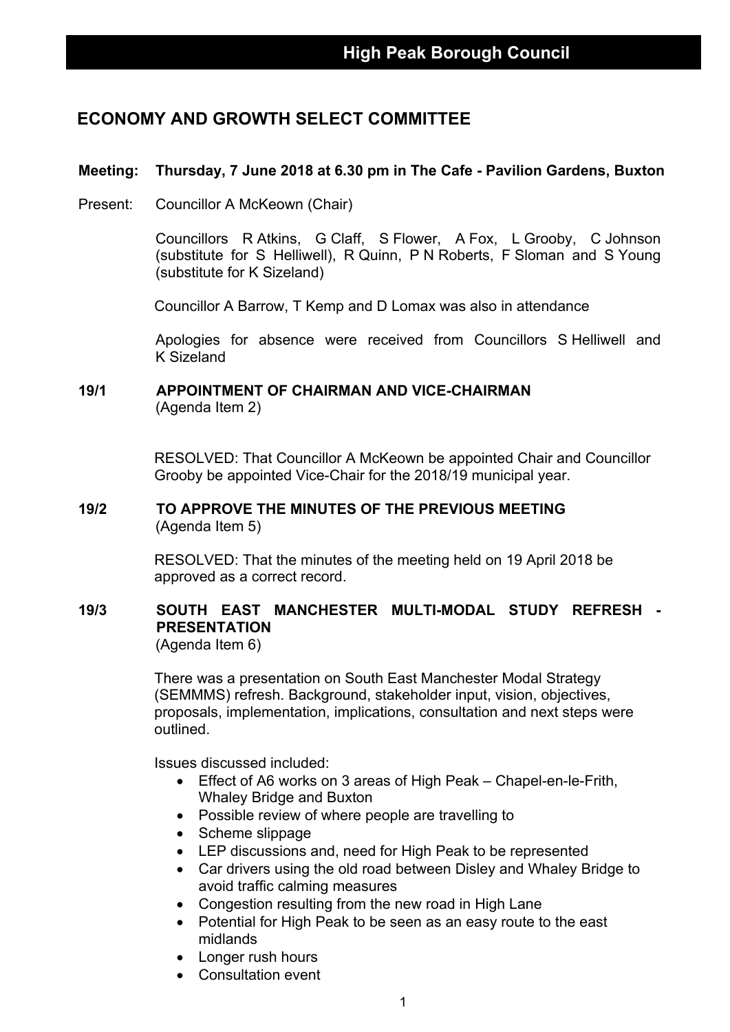# High Peak Borough Council

## ECONOMY AND GROWTH SELECT COMMITTEE

**Meeting: Thursday, 7 June 2018 at 6.30 pm in The Cafe - Pavilion Gardens, Buxton**

Present: Councillor A McKeown (Chair)

Councillors R Atkins, G Claff, S Flower, A Fox, L Grooby, C Johnson (substitute for S Helliwell), R Quinn, P N Roberts, F Sloman and S Young (substitute for K Sizeland)

Councillor A Barrow, T Kemp and D Lomax was also in attendance

Apologies for absence were received from Councillors S Helliwell and K Sizeland

### 19/1 APPOINTMENT OF CHAIRMAN AND VICE-CHAIRMAN

(Agenda Item 2)

RESOLVED: That Councillor A McKeown be appointed Chair and Councillor Grooby be appointed Vice-Chair for the 2018/19 municipal year.

### 19/2 TO APPROVE THE MINUTES OF THE PREVIOUS MEETING

(Agenda Item 5)

RESOLVED: That the minutes of the meeting held on 19 April 2018 be approved as a correct record.

### 19/3 SOUTH EAST MANCHESTER MULTI-MODAL STUDY REFRESH - PRESENTATION

(Agenda Item 6)

There was a presentation on South East Manchester Modal Strategy (SEMMMS) refresh. Background, stakeholder input, vision, objectives, proposals, implementation, implications, consultation and next steps were outlined.

Issues discussed included:

- Effect of A6 works on 3 areas of High Peak – Chapel-en-le-Frith, Whaley Bridge and Buxton
- Possible review of where people are travelling to
- Scheme slippage
- LEP discussions and, need for High Peak to be represented
- Car drivers using the old road between Disley and Whaley Bridge to avoid traffic calming measures
- Congestion resulting from the new road in High Lane
- Potential for High Peak to be seen as an easy route to the east midlands
- Longer rush hours
- Consultation event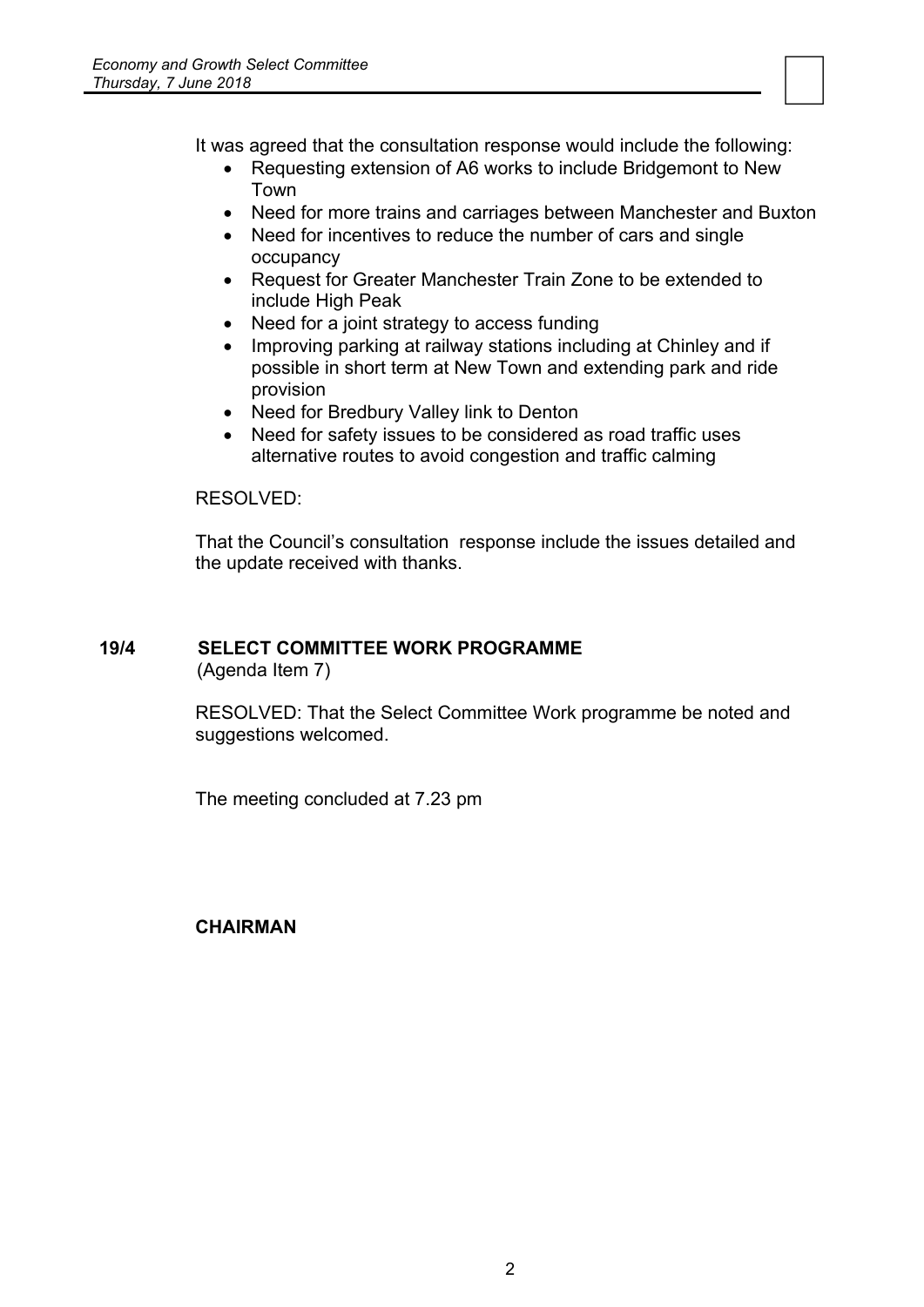It was agreed that the consultation response would include the following:

- Requesting extension of A6 works to include Bridgemont to New Town
- Need for more trains and carriages between Manchester and Buxton
- Need for incentives to reduce the number of cars and single occupancy
- Request for Greater Manchester Train Zone to be extended to include High Peak
- Need for a joint strategy to access funding
- Improving parking at railway stations including at Chinley and if possible in short term at New Town and extending park and ride provision
- Need for Bredbury Valley link to Denton
- Need for safety issues to be considered as road traffic uses alternative routes to avoid congestion and traffic calming

RESOLVED:

That the Council's consultation response include the issues detailed and the update received with thanks.

## 19/4 SELECT COMMITTEE WORK PROGRAMME

(Agenda Item 7)

RESOLVED: That the Select Committee Work programme be noted and suggestions welcomed.

The meeting concluded at 7.23 pm

**CHAIRMAN**